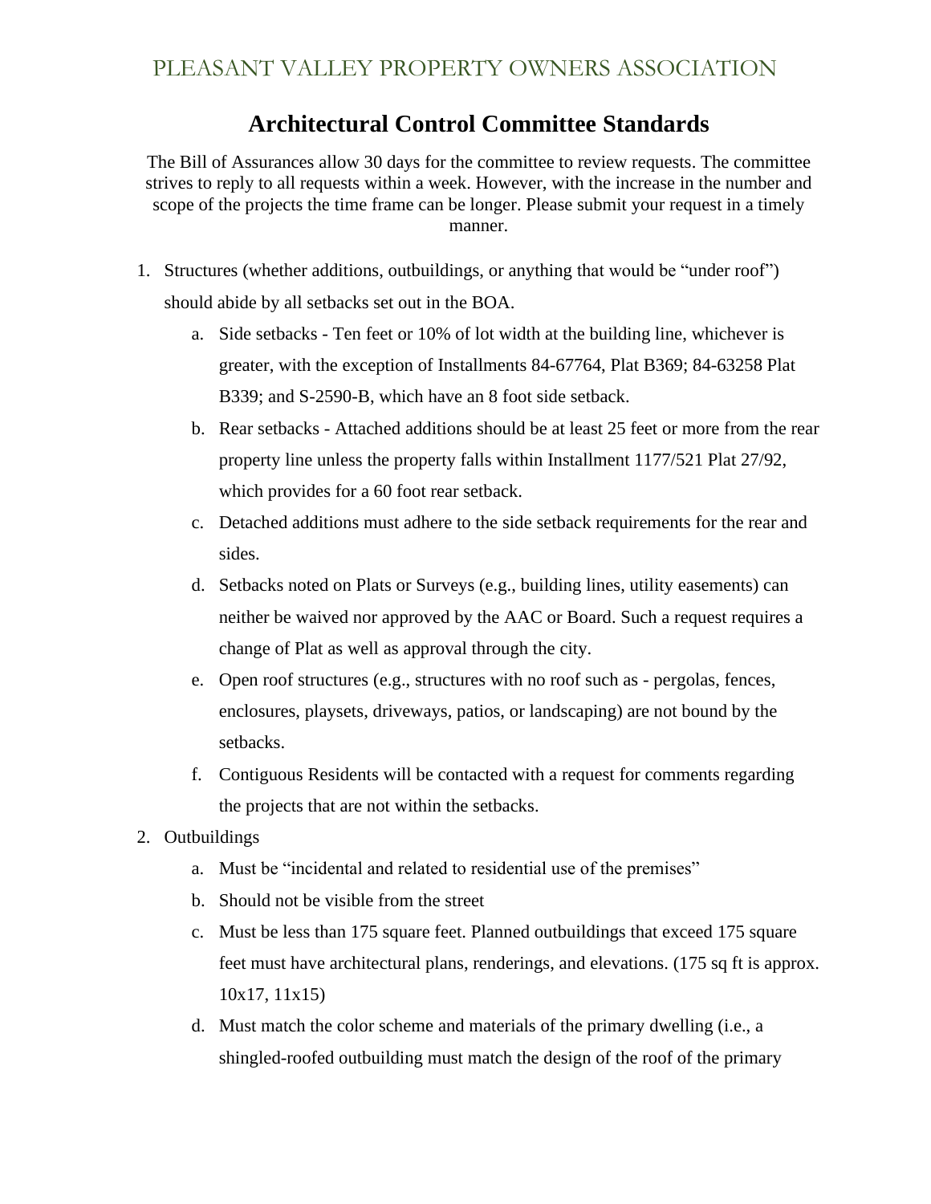# PLEASANT VALLEY PROPERTY OWNERS ASSOCIATION

## Architectural Control Committee Standards

The Bill of Assurances allow 30 days for the committee to review requests. The committee strives to reply to all requests within a week. However, with the increase in the number and scope of the projects the time frame can be longer. Please submit your request in a timely manner.

1. Structures (whether additions, outbuildings, or anything that would be "under roof") should abide by all setbacks set out in the BOA.
   a. Side setbacks - Ten feet or 10% of lot width at the building line, whichever is greater, with the exception of Installments 84-67764, Plat B369; 84-63258 Plat B339; and S-2590-B, which have an 8 foot side setback.
   b. Rear setbacks - Attached additions should be at least 25 feet or more from the rear property line unless the property falls within Installment 1177/521 Plat 27/92, which provides for a 60 foot rear setback.
   c. Detached additions must adhere to the side setback requirements for the rear and sides.
   d. Setbacks noted on Plats or Surveys (e.g., building lines, utility easements) can neither be waived nor approved by the AAC or Board. Such a request requires a change of Plat as well as approval through the city.
   e. Open roof structures (e.g., structures with no roof such as - pergolas, fences, enclosures, playsets, driveways, patios, or landscaping) are not bound by the setbacks.
   f. Contiguous Residents will be contacted with a request for comments regarding the projects that are not within the setbacks.
2. Outbuildings
   a. Must be "incidental and related to residential use of the premises"
   b. Should not be visible from the street
   c. Must be less than 175 square feet. Planned outbuildings that exceed 175 square feet must have architectural plans, renderings, and elevations. (175 sq ft is approx. 10x17, 11x15)
   d. Must match the color scheme and materials of the primary dwelling (i.e., a shingled-roofed outbuilding must match the design of the roof of the primary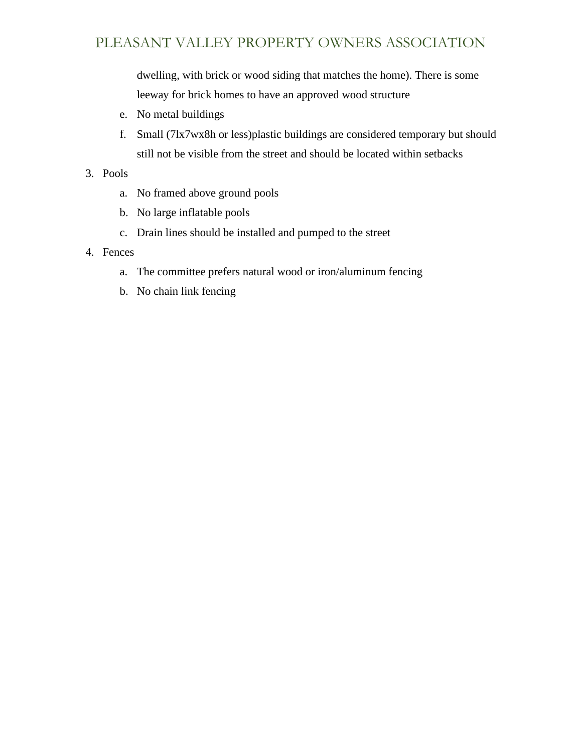dwelling, with brick or wood siding that matches the home). There is some leeway for brick homes to have an approved wood structure

   e. No metal buildings
   f. Small (7lx7wx8h or less)plastic buildings are considered temporary but should still not be visible from the street and should be located within setbacks

3. Pools
   a. No framed above ground pools
   b. No large inflatable pools
   c. Drain lines should be installed and pumped to the street
4. Fences
   a. The committee prefers natural wood or iron/aluminum fencing
   b. No chain link fencing